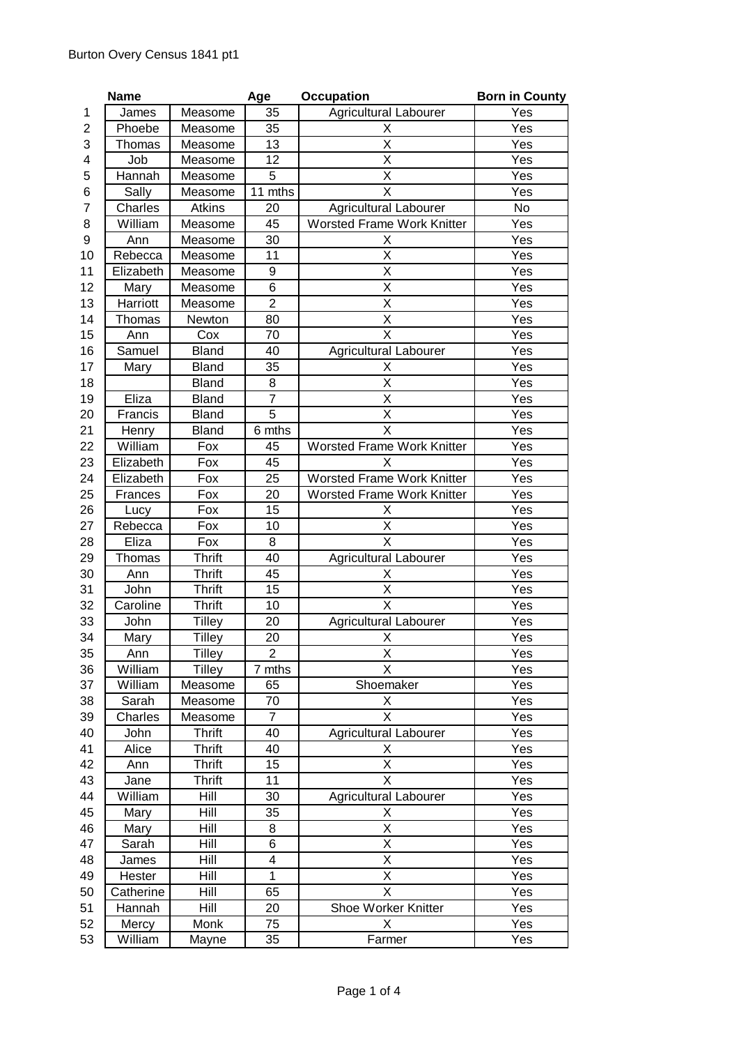# Burton Overy Census 1841 pt1

| | Name | | Age | Occupation | Born in County |
|---|---|---|---|---|---|
| 1 | James | Measome | 35 | Agricultural Labourer | Yes |
| 2 | Phoebe | Measome | 35 | X | Yes |
| 3 | Thomas | Measome | 13 | X | Yes |
| 4 | Job | Measome | 12 | X | Yes |
| 5 | Hannah | Measome | 5 | X | Yes |
| 6 | Sally | Measome | 11 mths | X | Yes |
| 7 | Charles | Atkins | 20 | Agricultural Labourer | No |
| 8 | William | Measome | 45 | Worsted Frame Work Knitter | Yes |
| 9 | Ann | Measome | 30 | X | Yes |
| 10 | Rebecca | Measome | 11 | X | Yes |
| 11 | Elizabeth | Measome | 9 | X | Yes |
| 12 | Mary | Measome | 6 | X | Yes |
| 13 | Harriott | Measome | 2 | X | Yes |
| 14 | Thomas | Newton | 80 | X | Yes |
| 15 | Ann | Cox | 70 | X | Yes |
| 16 | Samuel | Bland | 40 | Agricultural Labourer | Yes |
| 17 | Mary | Bland | 35 | X | Yes |
| 18 | | Bland | 8 | X | Yes |
| 19 | Eliza | Bland | 7 | X | Yes |
| 20 | Francis | Bland | 5 | X | Yes |
| 21 | Henry | Bland | 6 mths | X | Yes |
| 22 | William | Fox | 45 | Worsted Frame Work Knitter | Yes |
| 23 | Elizabeth | Fox | 45 | X | Yes |
| 24 | Elizabeth | Fox | 25 | Worsted Frame Work Knitter | Yes |
| 25 | Frances | Fox | 20 | Worsted Frame Work Knitter | Yes |
| 26 | Lucy | Fox | 15 | X | Yes |
| 27 | Rebecca | Fox | 10 | X | Yes |
| 28 | Eliza | Fox | 8 | X | Yes |
| 29 | Thomas | Thrift | 40 | Agricultural Labourer | Yes |
| 30 | Ann | Thrift | 45 | X | Yes |
| 31 | John | Thrift | 15 | X | Yes |
| 32 | Caroline | Thrift | 10 | X | Yes |
| 33 | John | Tilley | 20 | Agricultural Labourer | Yes |
| 34 | Mary | Tilley | 20 | X | Yes |
| 35 | Ann | Tilley | 2 | X | Yes |
| 36 | William | Tilley | 7 mths | X | Yes |
| 37 | William | Measome | 65 | Shoemaker | Yes |
| 38 | Sarah | Measome | 70 | X | Yes |
| 39 | Charles | Measome | 7 | X | Yes |
| 40 | John | Thrift | 40 | Agricultural Labourer | Yes |
| 41 | Alice | Thrift | 40 | X | Yes |
| 42 | Ann | Thrift | 15 | X | Yes |
| 43 | Jane | Thrift | 11 | X | Yes |
| 44 | William | Hill | 30 | Agricultural Labourer | Yes |
| 45 | Mary | Hill | 35 | X | Yes |
| 46 | Mary | Hill | 8 | X | Yes |
| 47 | Sarah | Hill | 6 | X | Yes |
| 48 | James | Hill | 4 | X | Yes |
| 49 | Hester | Hill | 1 | X | Yes |
| 50 | Catherine | Hill | 65 | X | Yes |
| 51 | Hannah | Hill | 20 | Shoe Worker Knitter | Yes |
| 52 | Mercy | Monk | 75 | X | Yes |
| 53 | William | Mayne | 35 | Farmer | Yes |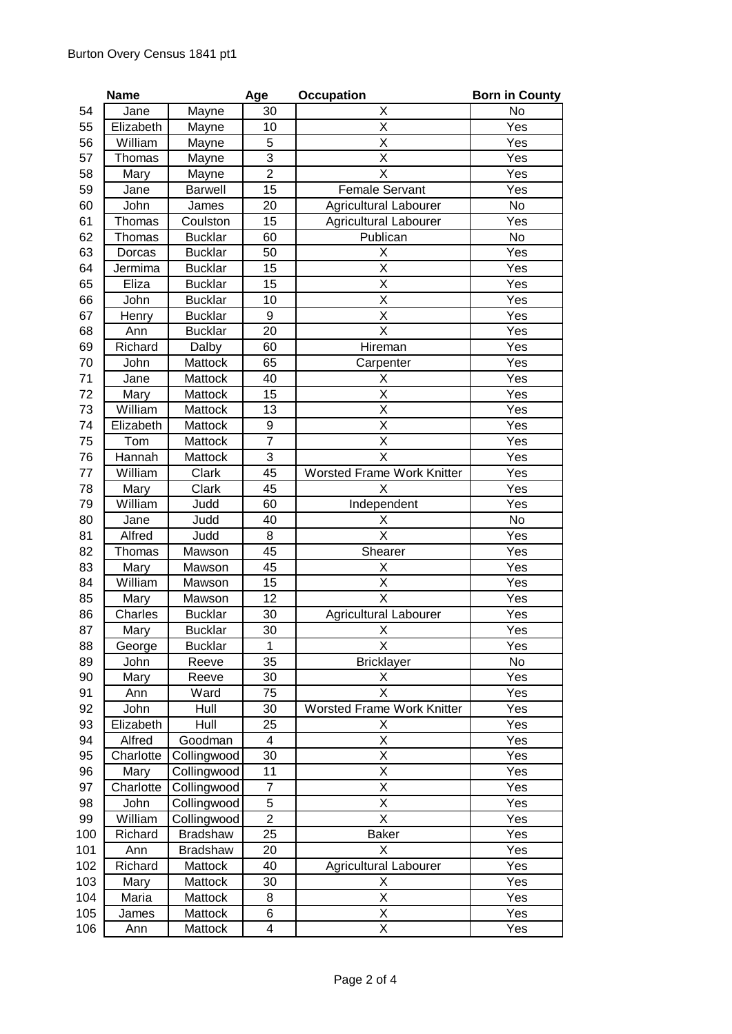Burton Overy Census 1841 pt1

| | Name | | Age | Occupation | Born in County |
|---|---|---|---|---|---|
| 54 | Jane | Mayne | 30 | X | No |
| 55 | Elizabeth | Mayne | 10 | X | Yes |
| 56 | William | Mayne | 5 | X | Yes |
| 57 | Thomas | Mayne | 3 | X | Yes |
| 58 | Mary | Mayne | 2 | X | Yes |
| 59 | Jane | Barwell | 15 | Female Servant | Yes |
| 60 | John | James | 20 | Agricultural Labourer | No |
| 61 | Thomas | Coulston | 15 | Agricultural Labourer | Yes |
| 62 | Thomas | Bucklar | 60 | Publican | No |
| 63 | Dorcas | Bucklar | 50 | X | Yes |
| 64 | Jermima | Bucklar | 15 | X | Yes |
| 65 | Eliza | Bucklar | 15 | X | Yes |
| 66 | John | Bucklar | 10 | X | Yes |
| 67 | Henry | Bucklar | 9 | X | Yes |
| 68 | Ann | Bucklar | 20 | X | Yes |
| 69 | Richard | Dalby | 60 | Hireman | Yes |
| 70 | John | Mattock | 65 | Carpenter | Yes |
| 71 | Jane | Mattock | 40 | X | Yes |
| 72 | Mary | Mattock | 15 | X | Yes |
| 73 | William | Mattock | 13 | X | Yes |
| 74 | Elizabeth | Mattock | 9 | X | Yes |
| 75 | Tom | Mattock | 7 | X | Yes |
| 76 | Hannah | Mattock | 3 | X | Yes |
| 77 | William | Clark | 45 | Worsted Frame Work Knitter | Yes |
| 78 | Mary | Clark | 45 | X | Yes |
| 79 | William | Judd | 60 | Independent | Yes |
| 80 | Jane | Judd | 40 | X | No |
| 81 | Alfred | Judd | 8 | X | Yes |
| 82 | Thomas | Mawson | 45 | Shearer | Yes |
| 83 | Mary | Mawson | 45 | X | Yes |
| 84 | William | Mawson | 15 | X | Yes |
| 85 | Mary | Mawson | 12 | X | Yes |
| 86 | Charles | Bucklar | 30 | Agricultural Labourer | Yes |
| 87 | Mary | Bucklar | 30 | X | Yes |
| 88 | George | Bucklar | 1 | X | Yes |
| 89 | John | Reeve | 35 | Bricklayer | No |
| 90 | Mary | Reeve | 30 | X | Yes |
| 91 | Ann | Ward | 75 | X | Yes |
| 92 | John | Hull | 30 | Worsted Frame Work Knitter | Yes |
| 93 | Elizabeth | Hull | 25 | X | Yes |
| 94 | Alfred | Goodman | 4 | X | Yes |
| 95 | Charlotte | Collingwood | 30 | X | Yes |
| 96 | Mary | Collingwood | 11 | X | Yes |
| 97 | Charlotte | Collingwood | 7 | X | Yes |
| 98 | John | Collingwood | 5 | X | Yes |
| 99 | William | Collingwood | 2 | X | Yes |
| 100 | Richard | Bradshaw | 25 | Baker | Yes |
| 101 | Ann | Bradshaw | 20 | X | Yes |
| 102 | Richard | Mattock | 40 | Agricultural Labourer | Yes |
| 103 | Mary | Mattock | 30 | X | Yes |
| 104 | Maria | Mattock | 8 | X | Yes |
| 105 | James | Mattock | 6 | X | Yes |
| 106 | Ann | Mattock | 4 | X | Yes |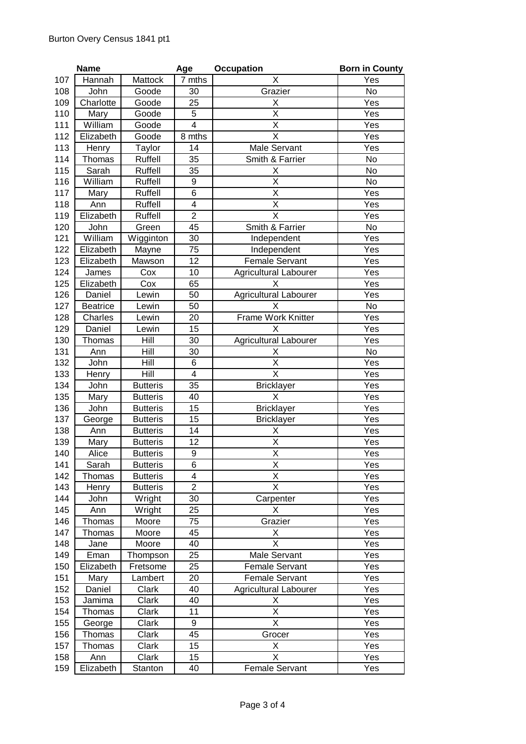Burton Overy Census 1841 pt1

| | Name | | Age | Occupation | Born in County |
|---|---|---|---|---|---|
| 107 | Hannah | Mattock | 7 mths | X | Yes |
| 108 | John | Goode | 30 | Grazier | No |
| 109 | Charlotte | Goode | 25 | X | Yes |
| 110 | Mary | Goode | 5 | X | Yes |
| 111 | William | Goode | 4 | X | Yes |
| 112 | Elizabeth | Goode | 8 mths | X | Yes |
| 113 | Henry | Taylor | 14 | Male Servant | Yes |
| 114 | Thomas | Ruffell | 35 | Smith & Farrier | No |
| 115 | Sarah | Ruffell | 35 | X | No |
| 116 | William | Ruffell | 9 | X | No |
| 117 | Mary | Ruffell | 6 | X | Yes |
| 118 | Ann | Ruffell | 4 | X | Yes |
| 119 | Elizabeth | Ruffell | 2 | X | Yes |
| 120 | John | Green | 45 | Smith & Farrier | No |
| 121 | William | Wigginton | 30 | Independent | Yes |
| 122 | Elizabeth | Mayne | 75 | Independent | Yes |
| 123 | Elizabeth | Mawson | 12 | Female Servant | Yes |
| 124 | James | Cox | 10 | Agricultural Labourer | Yes |
| 125 | Elizabeth | Cox | 65 | X | Yes |
| 126 | Daniel | Lewin | 50 | Agricultural Labourer | Yes |
| 127 | Beatrice | Lewin | 50 | X | No |
| 128 | Charles | Lewin | 20 | Frame Work Knitter | Yes |
| 129 | Daniel | Lewin | 15 | X | Yes |
| 130 | Thomas | Hill | 30 | Agricultural Labourer | Yes |
| 131 | Ann | Hill | 30 | X | No |
| 132 | John | Hill | 6 | X | Yes |
| 133 | Henry | Hill | 4 | X | Yes |
| 134 | John | Butteris | 35 | Bricklayer | Yes |
| 135 | Mary | Butteris | 40 | X | Yes |
| 136 | John | Butteris | 15 | Bricklayer | Yes |
| 137 | George | Butteris | 15 | Bricklayer | Yes |
| 138 | Ann | Butteris | 14 | X | Yes |
| 139 | Mary | Butteris | 12 | X | Yes |
| 140 | Alice | Butteris | 9 | X | Yes |
| 141 | Sarah | Butteris | 6 | X | Yes |
| 142 | Thomas | Butteris | 4 | X | Yes |
| 143 | Henry | Butteris | 2 | X | Yes |
| 144 | John | Wright | 30 | Carpenter | Yes |
| 145 | Ann | Wright | 25 | X | Yes |
| 146 | Thomas | Moore | 75 | Grazier | Yes |
| 147 | Thomas | Moore | 45 | X | Yes |
| 148 | Jane | Moore | 40 | X | Yes |
| 149 | Eman | Thompson | 25 | Male Servant | Yes |
| 150 | Elizabeth | Fretsome | 25 | Female Servant | Yes |
| 151 | Mary | Lambert | 20 | Female Servant | Yes |
| 152 | Daniel | Clark | 40 | Agricultural Labourer | Yes |
| 153 | Jamima | Clark | 40 | X | Yes |
| 154 | Thomas | Clark | 11 | X | Yes |
| 155 | George | Clark | 9 | X | Yes |
| 156 | Thomas | Clark | 45 | Grocer | Yes |
| 157 | Thomas | Clark | 15 | X | Yes |
| 158 | Ann | Clark | 15 | X | Yes |
| 159 | Elizabeth | Stanton | 40 | Female Servant | Yes |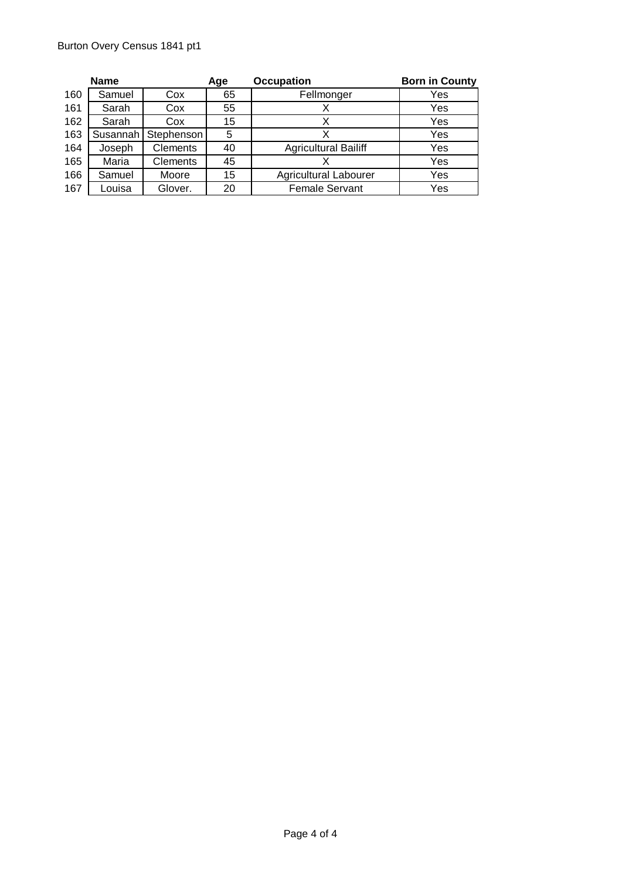Burton Overy Census 1841 pt1

| | Name | | Age | Occupation | Born in County |
|---|---|---|---|---|---|
| 160 | Samuel | Cox | 65 | Fellmonger | Yes |
| 161 | Sarah | Cox | 55 | X | Yes |
| 162 | Sarah | Cox | 15 | X | Yes |
| 163 | Susannah | Stephenson | 5 | X | Yes |
| 164 | Joseph | Clements | 40 | Agricultural Bailiff | Yes |
| 165 | Maria | Clements | 45 | X | Yes |
| 166 | Samuel | Moore | 15 | Agricultural Labourer | Yes |
| 167 | Louisa | Glover. | 20 | Female Servant | Yes |